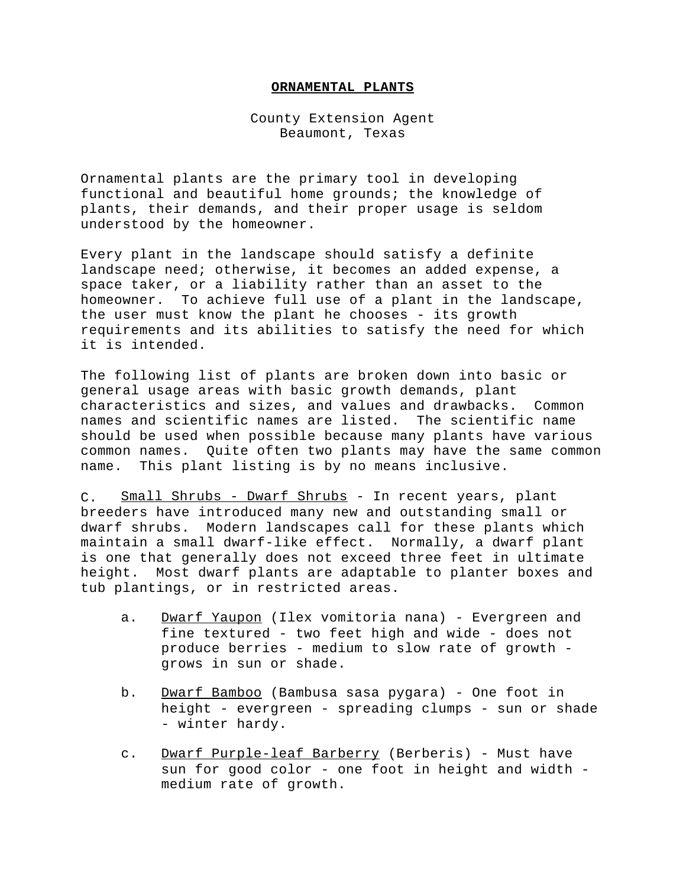# ORNAMENTAL PLANTS

County Extension Agent
Beaumont, Texas

Ornamental plants are the primary tool in developing functional and beautiful home grounds; the knowledge of plants, their demands, and their proper usage is seldom understood by the homeowner.

Every plant in the landscape should satisfy a definite landscape need; otherwise, it becomes an added expense, a space taker, or a liability rather than an asset to the homeowner. To achieve full use of a plant in the landscape, the user must know the plant he chooses - its growth requirements and its abilities to satisfy the need for which it is intended.

The following list of plants are broken down into basic or general usage areas with basic growth demands, plant characteristics and sizes, and values and drawbacks. Common names and scientific names are listed. The scientific name should be used when possible because many plants have various common names. Quite often two plants may have the same common name. This plant listing is by no means inclusive.

C. <u>Small Shrubs - Dwarf Shrubs</u> - In recent years, plant breeders have introduced many new and outstanding small or dwarf shrubs. Modern landscapes call for these plants which maintain a small dwarf-like effect. Normally, a dwarf plant is one that generally does not exceed three feet in ultimate height. Most dwarf plants are adaptable to planter boxes and tub plantings, or in restricted areas.

a. <u>Dwarf Yaupon</u> (Ilex vomitoria nana) - Evergreen and fine textured - two feet high and wide - does not produce berries - medium to slow rate of growth - grows in sun or shade.

b. <u>Dwarf Bamboo</u> (Bambusa sasa pygara) - One foot in height - evergreen - spreading clumps - sun or shade - winter hardy.

c. <u>Dwarf Purple-leaf Barberry</u> (Berberis) - Must have sun for good color - one foot in height and width - medium rate of growth.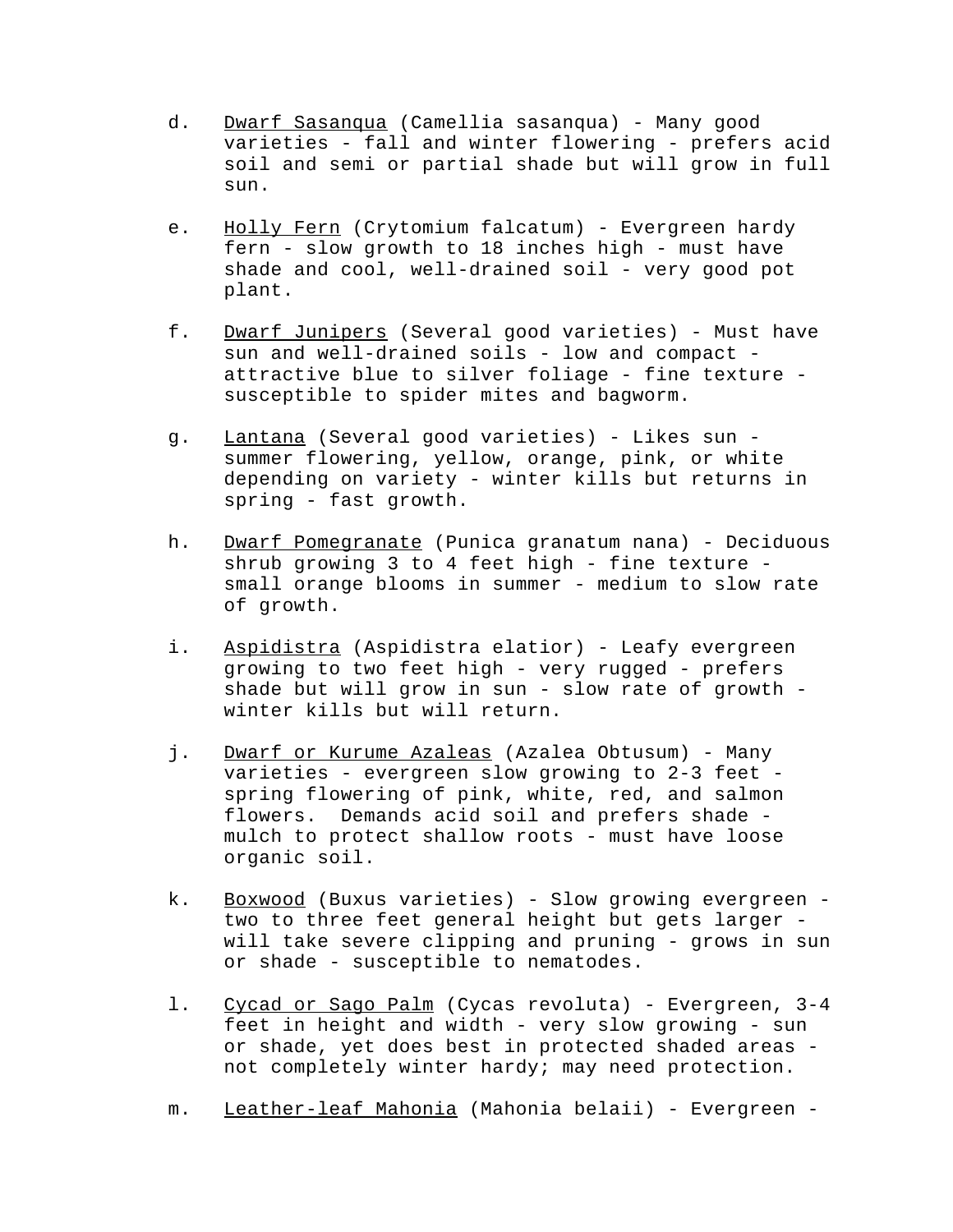d. Dwarf Sasanqua (Camellia sasanqua) - Many good varieties - fall and winter flowering - prefers acid soil and semi or partial shade but will grow in full sun.

e. Holly Fern (Crytomium falcatum) - Evergreen hardy fern - slow growth to 18 inches high - must have shade and cool, well-drained soil - very good pot plant.

f. Dwarf Junipers (Several good varieties) - Must have sun and well-drained soils - low and compact - attractive blue to silver foliage - fine texture - susceptible to spider mites and bagworm.

g. Lantana (Several good varieties) - Likes sun - summer flowering, yellow, orange, pink, or white depending on variety - winter kills but returns in spring - fast growth.

h. Dwarf Pomegranate (Punica granatum nana) - Deciduous shrub growing 3 to 4 feet high - fine texture - small orange blooms in summer - medium to slow rate of growth.

i. Aspidistra (Aspidistra elatior) - Leafy evergreen growing to two feet high - very rugged - prefers shade but will grow in sun - slow rate of growth - winter kills but will return.

j. Dwarf or Kurume Azaleas (Azalea Obtusum) - Many varieties - evergreen slow growing to 2-3 feet - spring flowering of pink, white, red, and salmon flowers. Demands acid soil and prefers shade - mulch to protect shallow roots - must have loose organic soil.

k. Boxwood (Buxus varieties) - Slow growing evergreen - two to three feet general height but gets larger - will take severe clipping and pruning - grows in sun or shade - susceptible to nematodes.

l. Cycad or Sago Palm (Cycas revoluta) - Evergreen, 3-4 feet in height and width - very slow growing - sun or shade, yet does best in protected shaded areas - not completely winter hardy; may need protection.

m. Leather-leaf Mahonia (Mahonia belaii) - Evergreen -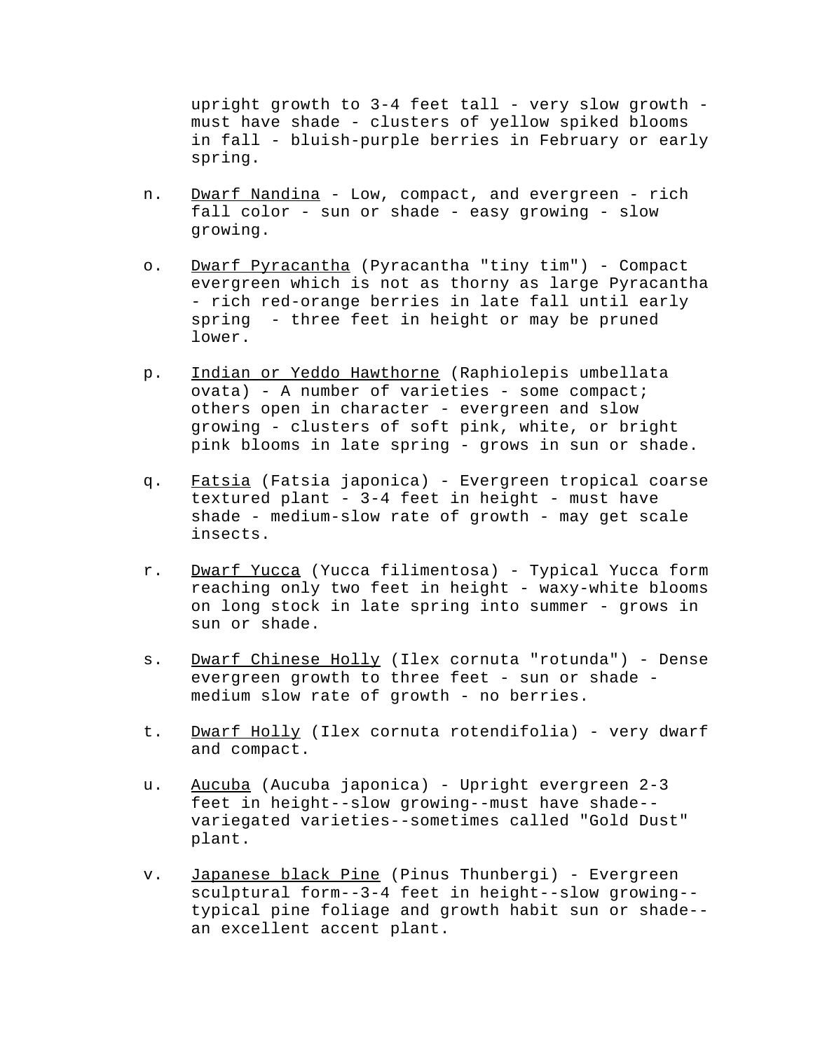upright growth to 3-4 feet tall - very slow growth - must have shade - clusters of yellow spiked blooms in fall - bluish-purple berries in February or early spring.

n. <u>Dwarf Nandina</u> - Low, compact, and evergreen - rich fall color - sun or shade - easy growing - slow growing.

o. <u>Dwarf Pyracantha</u> (Pyracantha "tiny tim") - Compact evergreen which is not as thorny as large Pyracantha - rich red-orange berries in late fall until early spring - three feet in height or may be pruned lower.

p. <u>Indian or Yeddo Hawthorne</u> (Raphiolepis umbellata ovata) - A number of varieties - some compact; others open in character - evergreen and slow growing - clusters of soft pink, white, or bright pink blooms in late spring - grows in sun or shade.

q. <u>Fatsia</u> (Fatsia japonica) - Evergreen tropical coarse textured plant - 3-4 feet in height - must have shade - medium-slow rate of growth - may get scale insects.

r. <u>Dwarf Yucca</u> (Yucca filimentosa) - Typical Yucca form reaching only two feet in height - waxy-white blooms on long stock in late spring into summer - grows in sun or shade.

s. <u>Dwarf Chinese Holly</u> (Ilex cornuta "rotunda") - Dense evergreen growth to three feet - sun or shade - medium slow rate of growth - no berries.

t. <u>Dwarf Holly</u> (Ilex cornuta rotendifolia) - very dwarf and compact.

u. <u>Aucuba</u> (Aucuba japonica) - Upright evergreen 2-3 feet in height--slow growing--must have shade--variegated varieties--sometimes called "Gold Dust" plant.

v. <u>Japanese black Pine</u> (Pinus Thunbergi) - Evergreen sculptural form--3-4 feet in height--slow growing--typical pine foliage and growth habit sun or shade--an excellent accent plant.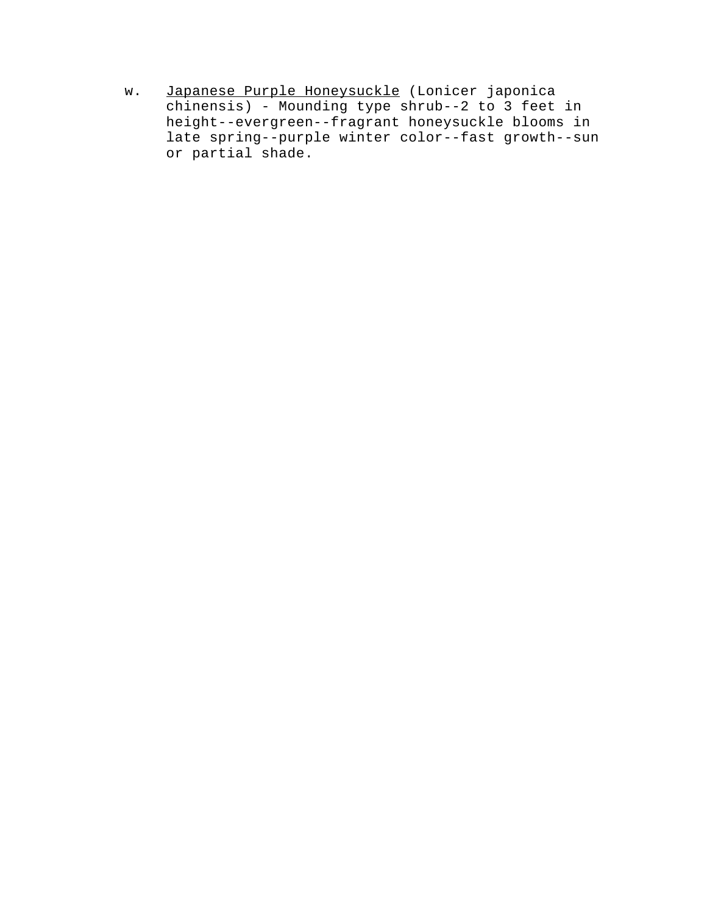w. <u>Japanese Purple Honeysuckle</u> (Lonicer japonica chinensis) - Mounding type shrub--2 to 3 feet in height--evergreen--fragrant honeysuckle blooms in late spring--purple winter color--fast growth--sun or partial shade.